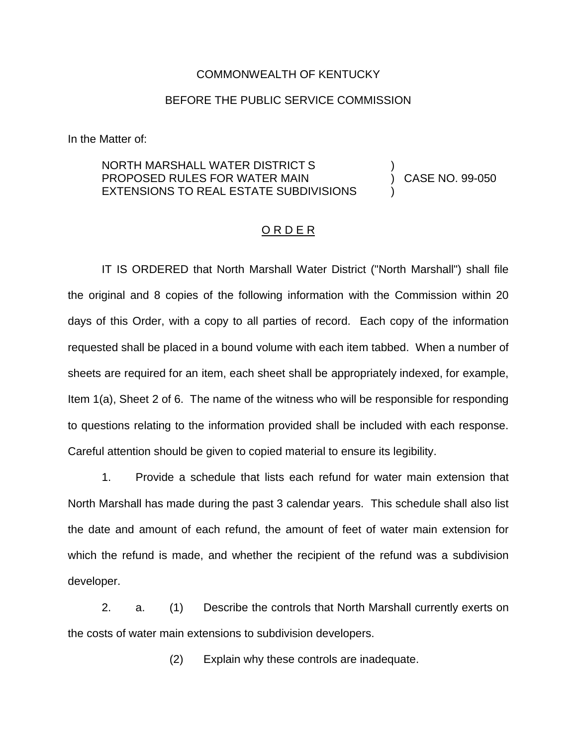COMMONWEALTH OF KENTUCKY

BEFORE THE PUBLIC SERVICE COMMISSION

In the Matter of:

NORTH MARSHALL WATER DISTRICT S PROPOSED RULES FOR WATER MAIN EXTENSIONS TO REAL ESTATE SUBDIVISIONS ) CASE NO. 99-050

O R D E R

IT IS ORDERED that North Marshall Water District ("North Marshall") shall file the original and 8 copies of the following information with the Commission within 20 days of this Order, with a copy to all parties of record. Each copy of the information requested shall be placed in a bound volume with each item tabbed. When a number of sheets are required for an item, each sheet shall be appropriately indexed, for example, Item 1(a), Sheet 2 of 6. The name of the witness who will be responsible for responding to questions relating to the information provided shall be included with each response. Careful attention should be given to copied material to ensure its legibility.

1. Provide a schedule that lists each refund for water main extension that North Marshall has made during the past 3 calendar years. This schedule shall also list the date and amount of each refund, the amount of feet of water main extension for which the refund is made, and whether the recipient of the refund was a subdivision developer.

2. a. (1) Describe the controls that North Marshall currently exerts on the costs of water main extensions to subdivision developers.

(2) Explain why these controls are inadequate.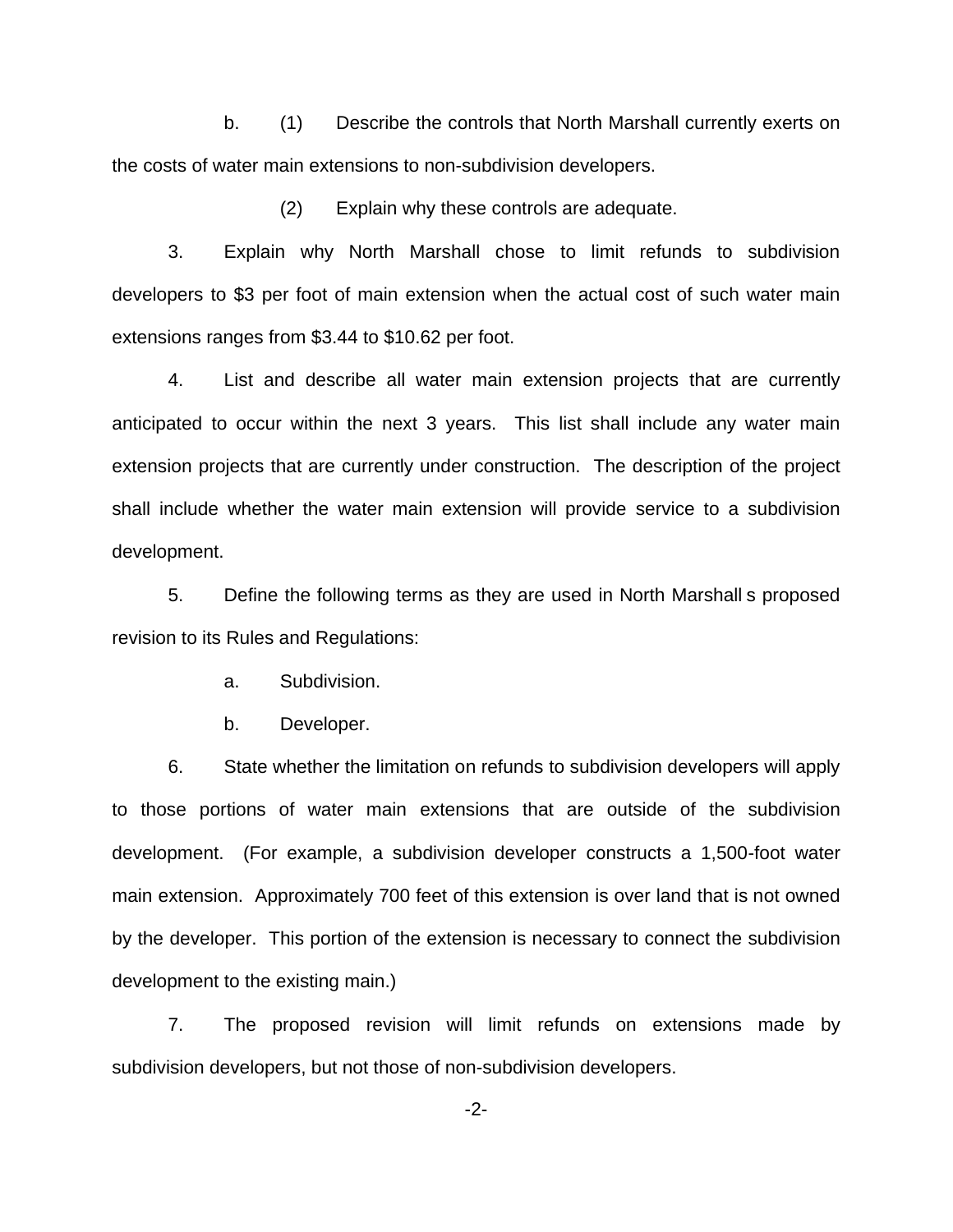b. (1) Describe the controls that North Marshall currently exerts on the costs of water main extensions to non-subdivision developers.

(2) Explain why these controls are adequate.

3. Explain why North Marshall chose to limit refunds to subdivision developers to $3 per foot of main extension when the actual cost of such water main extensions ranges from $3.44 to $10.62 per foot.

4. List and describe all water main extension projects that are currently anticipated to occur within the next 3 years. This list shall include any water main extension projects that are currently under construction. The description of the project shall include whether the water main extension will provide service to a subdivision development.

5. Define the following terms as they are used in North Marshall s proposed revision to its Rules and Regulations:

a. Subdivision.

b. Developer.

6. State whether the limitation on refunds to subdivision developers will apply to those portions of water main extensions that are outside of the subdivision development. (For example, a subdivision developer constructs a 1,500-foot water main extension. Approximately 700 feet of this extension is over land that is not owned by the developer. This portion of the extension is necessary to connect the subdivision development to the existing main.)

7. The proposed revision will limit refunds on extensions made by subdivision developers, but not those of non-subdivision developers.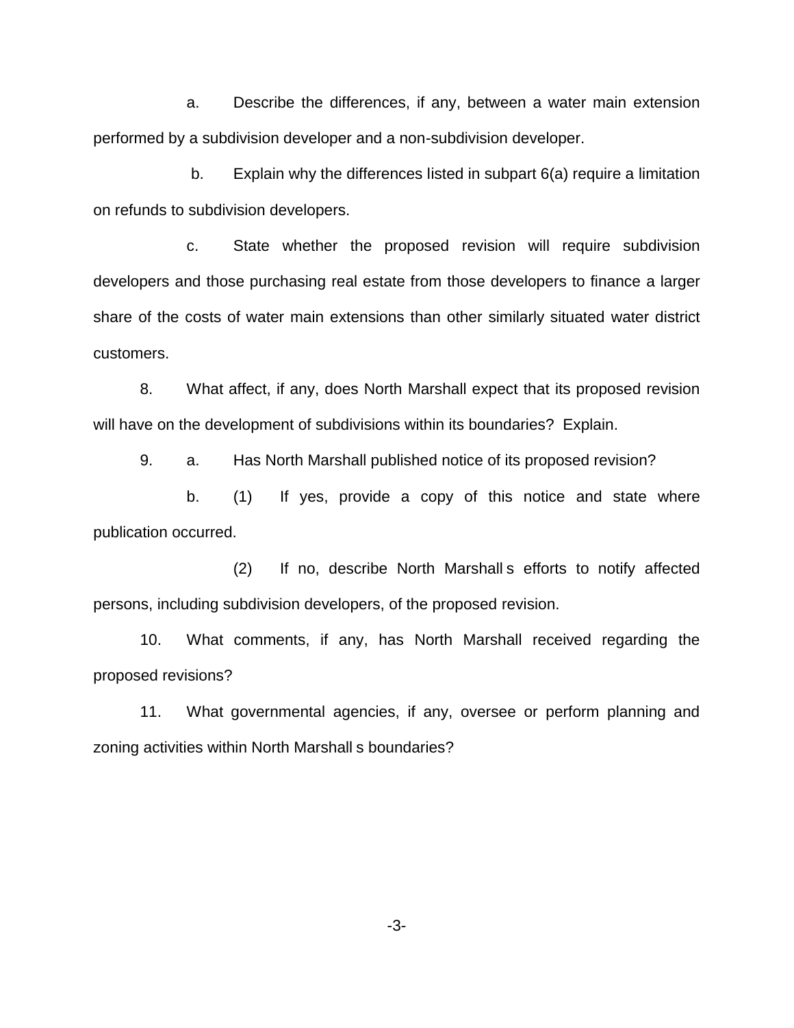a. Describe the differences, if any, between a water main extension performed by a subdivision developer and a non-subdivision developer.

b. Explain why the differences listed in subpart 6(a) require a limitation on refunds to subdivision developers.

c. State whether the proposed revision will require subdivision developers and those purchasing real estate from those developers to finance a larger share of the costs of water main extensions than other similarly situated water district customers.

8. What affect, if any, does North Marshall expect that its proposed revision will have on the development of subdivisions within its boundaries? Explain.

9. a. Has North Marshall published notice of its proposed revision?

b. (1) If yes, provide a copy of this notice and state where publication occurred.

(2) If no, describe North Marshall s efforts to notify affected persons, including subdivision developers, of the proposed revision.

10. What comments, if any, has North Marshall received regarding the proposed revisions?

11. What governmental agencies, if any, oversee or perform planning and zoning activities within North Marshall s boundaries?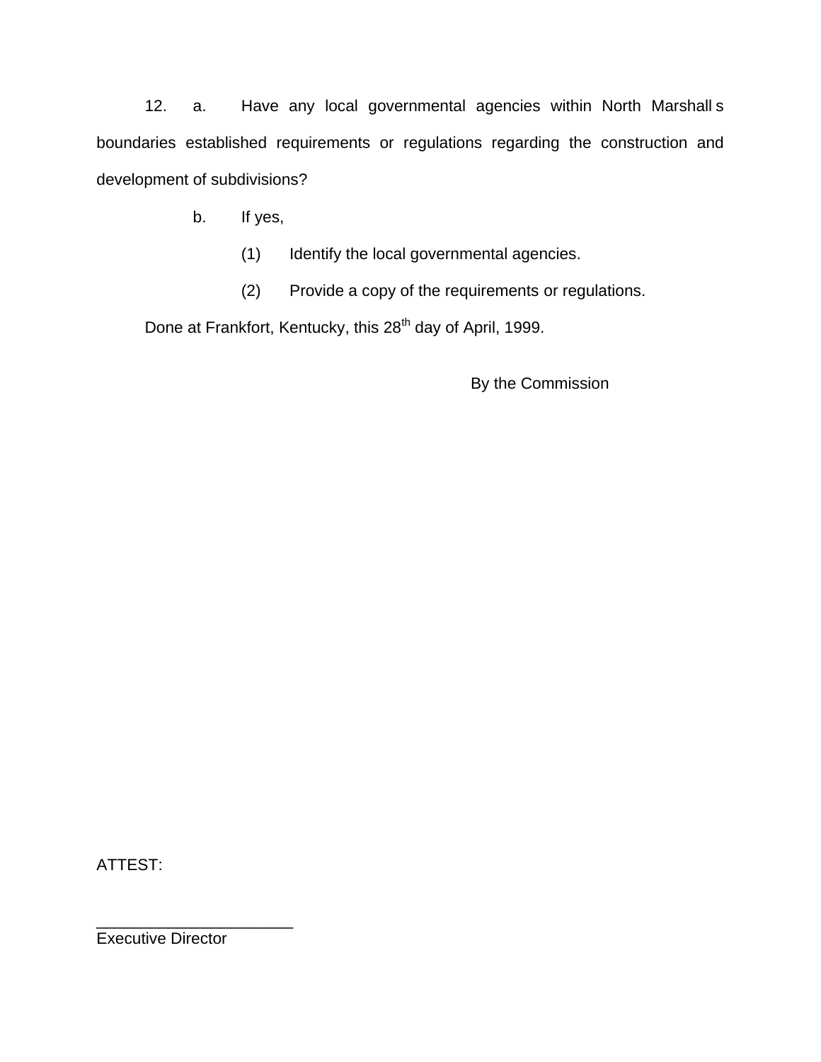12. a. Have any local governmental agencies within North Marshall s boundaries established requirements or regulations regarding the construction and development of subdivisions?

b. If yes,

(1) Identify the local governmental agencies.

(2) Provide a copy of the requirements or regulations.

Done at Frankfort, Kentucky, this 28th day of April, 1999.

By the Commission

ATTEST:

______________________
Executive Director